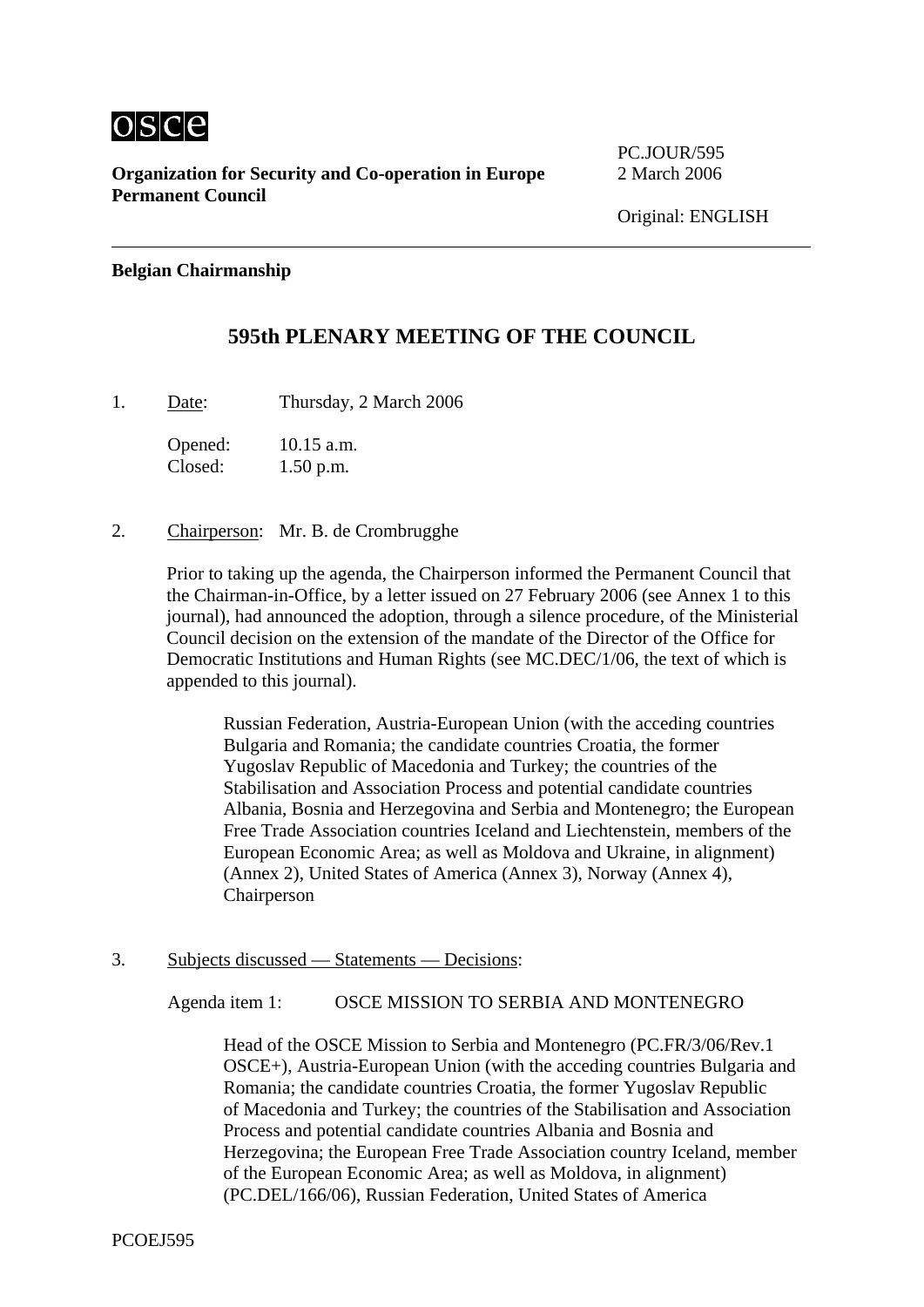osce

**Organization for Security and Co-operation in Europe**
**Permanent Council**

PC.JOUR/595
2 March 2006

Original: ENGLISH

---

**Belgian Chairmanship**

## 595th PLENARY MEETING OF THE COUNCIL

1. Date: Thursday, 2 March 2006

   Opened: 10.15 a.m.
   Closed: 1.50 p.m.

2. Chairperson: Mr. B. de Crombrugghe

   Prior to taking up the agenda, the Chairperson informed the Permanent Council that the Chairman-in-Office, by a letter issued on 27 February 2006 (see Annex 1 to this journal), had announced the adoption, through a silence procedure, of the Ministerial Council decision on the extension of the mandate of the Director of the Office for Democratic Institutions and Human Rights (see MC.DEC/1/06, the text of which is appended to this journal).

   Russian Federation, Austria-European Union (with the acceding countries Bulgaria and Romania; the candidate countries Croatia, the former Yugoslav Republic of Macedonia and Turkey; the countries of the Stabilisation and Association Process and potential candidate countries Albania, Bosnia and Herzegovina and Serbia and Montenegro; the European Free Trade Association countries Iceland and Liechtenstein, members of the European Economic Area; as well as Moldova and Ukraine, in alignment) (Annex 2), United States of America (Annex 3), Norway (Annex 4), Chairperson

3. Subjects discussed — Statements — Decisions:

   Agenda item 1: OSCE MISSION TO SERBIA AND MONTENEGRO

   Head of the OSCE Mission to Serbia and Montenegro (PC.FR/3/06/Rev.1 OSCE+), Austria-European Union (with the acceding countries Bulgaria and Romania; the candidate countries Croatia, the former Yugoslav Republic of Macedonia and Turkey; the countries of the Stabilisation and Association Process and potential candidate countries Albania and Bosnia and Herzegovina; the European Free Trade Association country Iceland, member of the European Economic Area; as well as Moldova, in alignment) (PC.DEL/166/06), Russian Federation, United States of America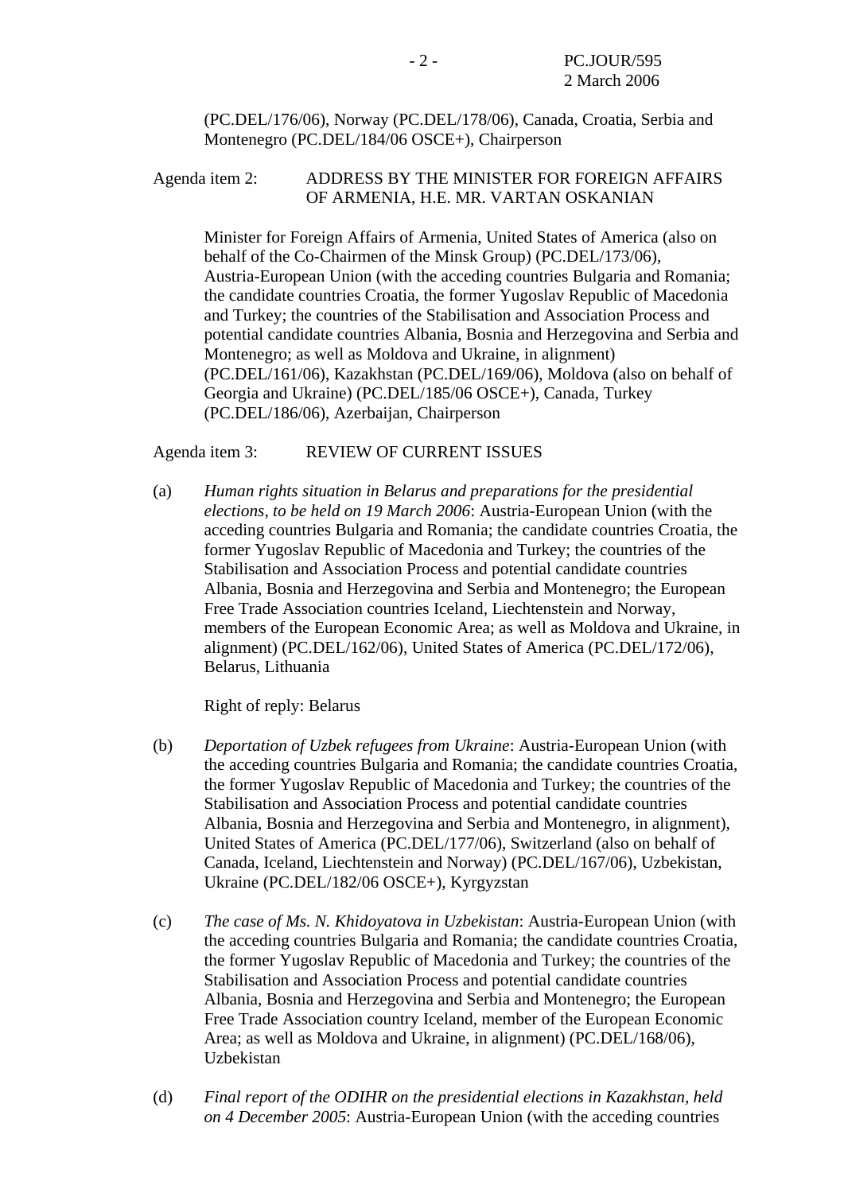(PC.DEL/176/06), Norway (PC.DEL/178/06), Canada, Croatia, Serbia and Montenegro (PC.DEL/184/06 OSCE+), Chairperson

Agenda item 2: ADDRESS BY THE MINISTER FOR FOREIGN AFFAIRS OF ARMENIA, H.E. MR. VARTAN OSKANIAN

Minister for Foreign Affairs of Armenia, United States of America (also on behalf of the Co-Chairmen of the Minsk Group) (PC.DEL/173/06), Austria-European Union (with the acceding countries Bulgaria and Romania; the candidate countries Croatia, the former Yugoslav Republic of Macedonia and Turkey; the countries of the Stabilisation and Association Process and potential candidate countries Albania, Bosnia and Herzegovina and Serbia and Montenegro; as well as Moldova and Ukraine, in alignment) (PC.DEL/161/06), Kazakhstan (PC.DEL/169/06), Moldova (also on behalf of Georgia and Ukraine) (PC.DEL/185/06 OSCE+), Canada, Turkey (PC.DEL/186/06), Azerbaijan, Chairperson

Agenda item 3: REVIEW OF CURRENT ISSUES

(a) *Human rights situation in Belarus and preparations for the presidential elections, to be held on 19 March 2006*: Austria-European Union (with the acceding countries Bulgaria and Romania; the candidate countries Croatia, the former Yugoslav Republic of Macedonia and Turkey; the countries of the Stabilisation and Association Process and potential candidate countries Albania, Bosnia and Herzegovina and Serbia and Montenegro; the European Free Trade Association countries Iceland, Liechtenstein and Norway, members of the European Economic Area; as well as Moldova and Ukraine, in alignment) (PC.DEL/162/06), United States of America (PC.DEL/172/06), Belarus, Lithuania

Right of reply: Belarus

(b) *Deportation of Uzbek refugees from Ukraine*: Austria-European Union (with the acceding countries Bulgaria and Romania; the candidate countries Croatia, the former Yugoslav Republic of Macedonia and Turkey; the countries of the Stabilisation and Association Process and potential candidate countries Albania, Bosnia and Herzegovina and Serbia and Montenegro, in alignment), United States of America (PC.DEL/177/06), Switzerland (also on behalf of Canada, Iceland, Liechtenstein and Norway) (PC.DEL/167/06), Uzbekistan, Ukraine (PC.DEL/182/06 OSCE+), Kyrgyzstan

(c) *The case of Ms. N. Khidoyatova in Uzbekistan*: Austria-European Union (with the acceding countries Bulgaria and Romania; the candidate countries Croatia, the former Yugoslav Republic of Macedonia and Turkey; the countries of the Stabilisation and Association Process and potential candidate countries Albania, Bosnia and Herzegovina and Serbia and Montenegro; the European Free Trade Association country Iceland, member of the European Economic Area; as well as Moldova and Ukraine, in alignment) (PC.DEL/168/06), Uzbekistan

(d) *Final report of the ODIHR on the presidential elections in Kazakhstan, held on 4 December 2005*: Austria-European Union (with the acceding countries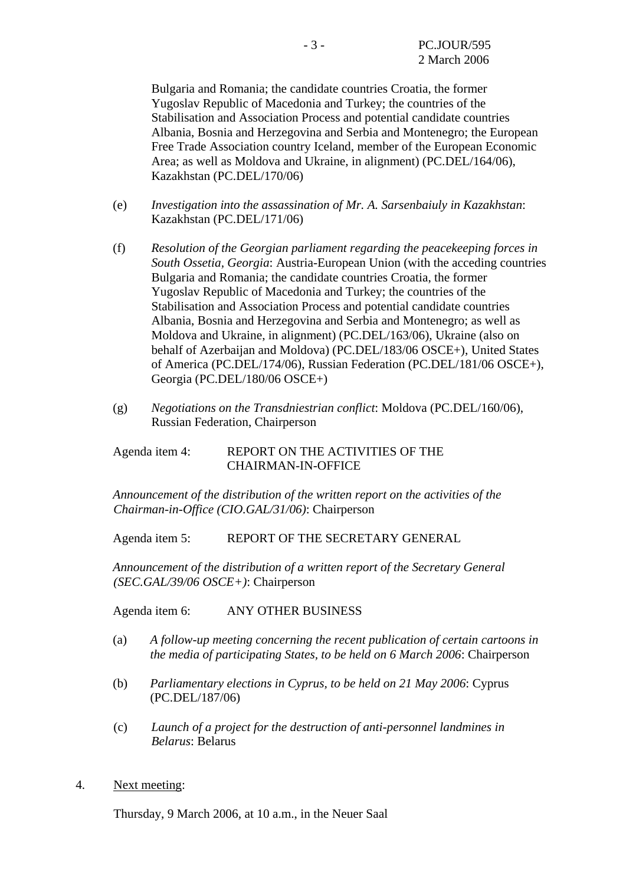Bulgaria and Romania; the candidate countries Croatia, the former Yugoslav Republic of Macedonia and Turkey; the countries of the Stabilisation and Association Process and potential candidate countries Albania, Bosnia and Herzegovina and Serbia and Montenegro; the European Free Trade Association country Iceland, member of the European Economic Area; as well as Moldova and Ukraine, in alignment) (PC.DEL/164/06), Kazakhstan (PC.DEL/170/06)

(e) *Investigation into the assassination of Mr. A. Sarsenbaiuly in Kazakhstan*: Kazakhstan (PC.DEL/171/06)

(f) *Resolution of the Georgian parliament regarding the peacekeeping forces in South Ossetia, Georgia*: Austria-European Union (with the acceding countries Bulgaria and Romania; the candidate countries Croatia, the former Yugoslav Republic of Macedonia and Turkey; the countries of the Stabilisation and Association Process and potential candidate countries Albania, Bosnia and Herzegovina and Serbia and Montenegro; as well as Moldova and Ukraine, in alignment) (PC.DEL/163/06), Ukraine (also on behalf of Azerbaijan and Moldova) (PC.DEL/183/06 OSCE+), United States of America (PC.DEL/174/06), Russian Federation (PC.DEL/181/06 OSCE+), Georgia (PC.DEL/180/06 OSCE+)

(g) *Negotiations on the Transdniestrian conflict*: Moldova (PC.DEL/160/06), Russian Federation, Chairperson

Agenda item 4: REPORT ON THE ACTIVITIES OF THE CHAIRMAN-IN-OFFICE

*Announcement of the distribution of the written report on the activities of the Chairman-in-Office (CIO.GAL/31/06)*: Chairperson

Agenda item 5: REPORT OF THE SECRETARY GENERAL

*Announcement of the distribution of a written report of the Secretary General (SEC.GAL/39/06 OSCE+)*: Chairperson

Agenda item 6: ANY OTHER BUSINESS

(a) *A follow-up meeting concerning the recent publication of certain cartoons in the media of participating States, to be held on 6 March 2006*: Chairperson

(b) *Parliamentary elections in Cyprus, to be held on 21 May 2006*: Cyprus (PC.DEL/187/06)

(c) *Launch of a project for the destruction of anti-personnel landmines in Belarus*: Belarus

4. Next meeting:

Thursday, 9 March 2006, at 10 a.m., in the Neuer Saal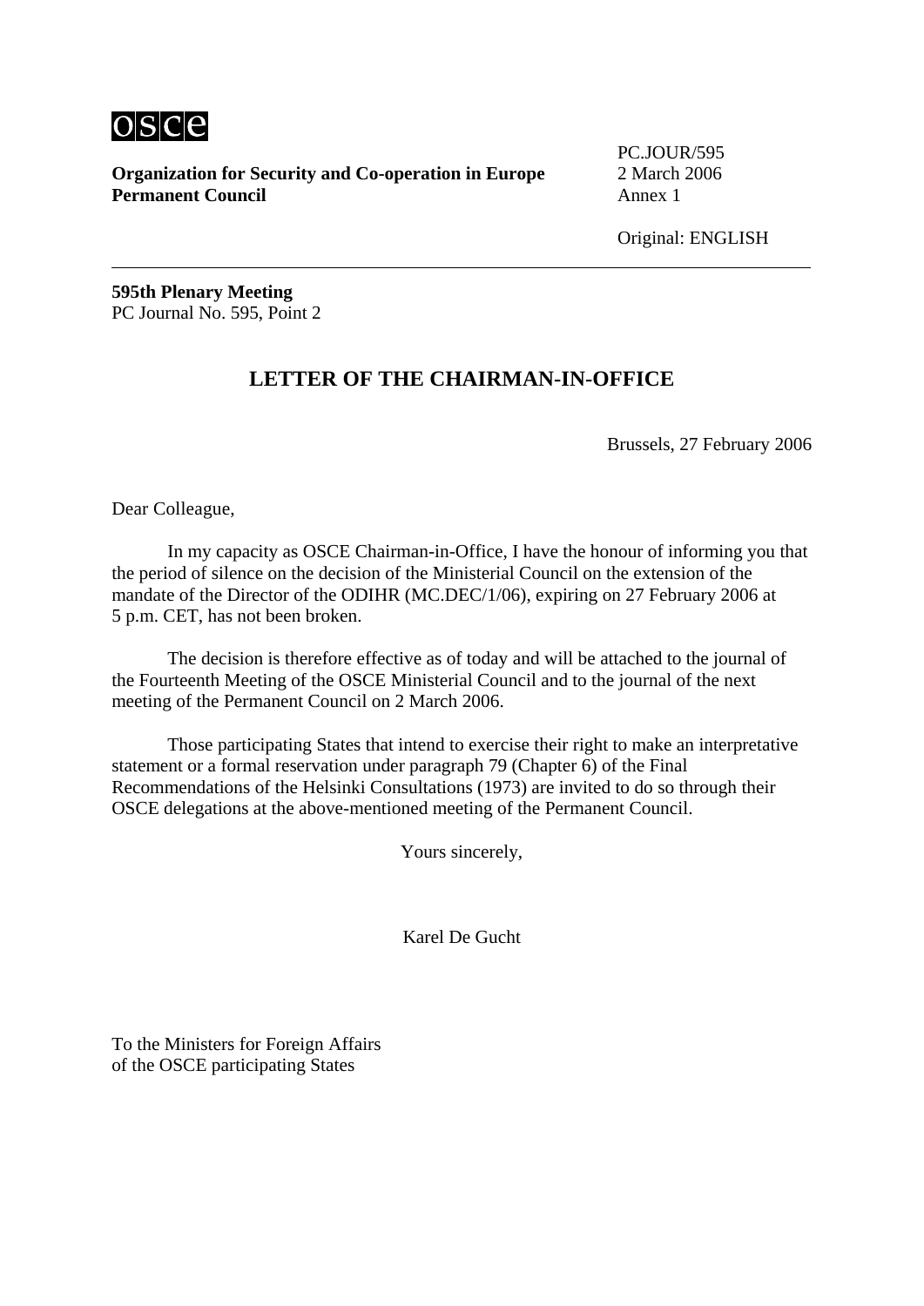**Organization for Security and Co-operation in Europe**
**Permanent Council**

PC.JOUR/595
2 March 2006
Annex 1

Original: ENGLISH

---

**595th Plenary Meeting**
PC Journal No. 595, Point 2

## LETTER OF THE CHAIRMAN-IN-OFFICE

Brussels, 27 February 2006

Dear Colleague,

In my capacity as OSCE Chairman-in-Office, I have the honour of informing you that the period of silence on the decision of the Ministerial Council on the extension of the mandate of the Director of the ODIHR (MC.DEC/1/06), expiring on 27 February 2006 at 5 p.m. CET, has not been broken.

The decision is therefore effective as of today and will be attached to the journal of the Fourteenth Meeting of the OSCE Ministerial Council and to the journal of the next meeting of the Permanent Council on 2 March 2006.

Those participating States that intend to exercise their right to make an interpretative statement or a formal reservation under paragraph 79 (Chapter 6) of the Final Recommendations of the Helsinki Consultations (1973) are invited to do so through their OSCE delegations at the above-mentioned meeting of the Permanent Council.

Yours sincerely,

Karel De Gucht

To the Ministers for Foreign Affairs
of the OSCE participating States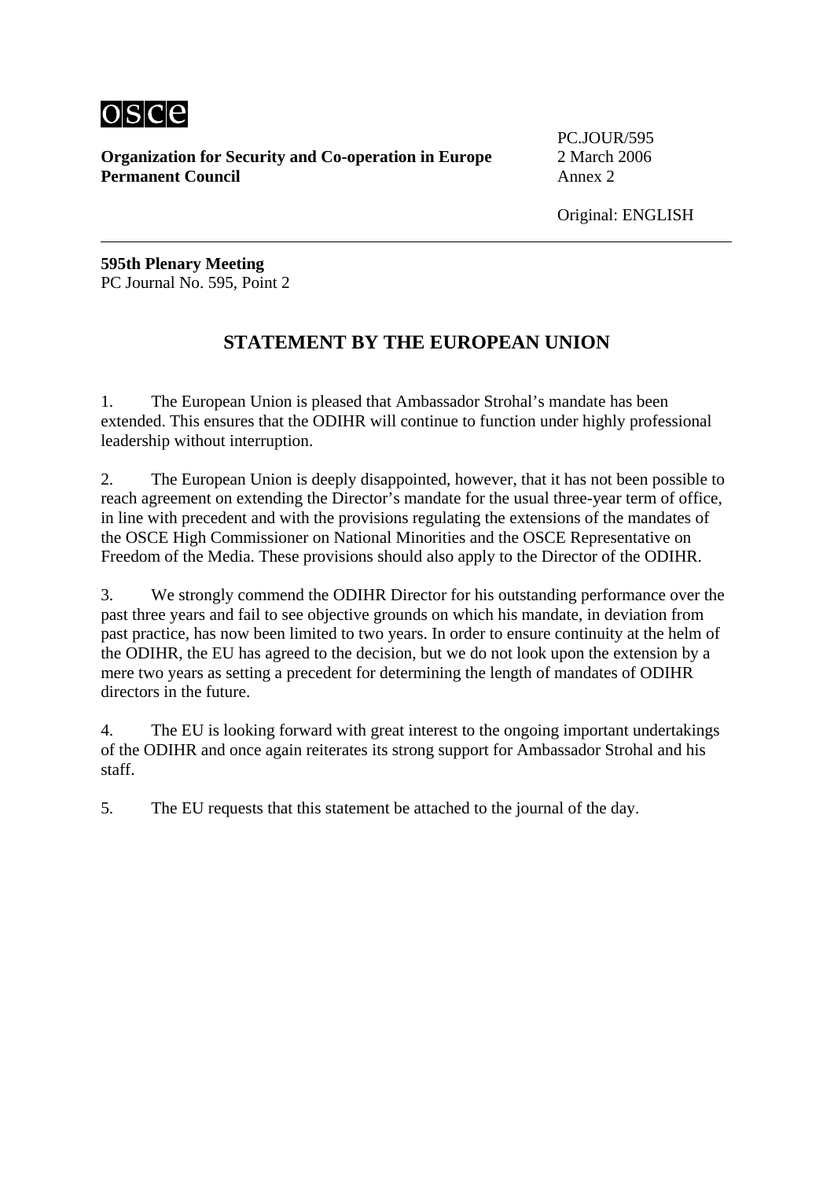osce

**Organization for Security and Co-operation in Europe**
**Permanent Council**

PC.JOUR/595
2 March 2006
Annex 2

Original: ENGLISH

---

**595th Plenary Meeting**
PC Journal No. 595, Point 2

## STATEMENT BY THE EUROPEAN UNION

1. The European Union is pleased that Ambassador Strohal's mandate has been extended. This ensures that the ODIHR will continue to function under highly professional leadership without interruption.

2. The European Union is deeply disappointed, however, that it has not been possible to reach agreement on extending the Director's mandate for the usual three-year term of office, in line with precedent and with the provisions regulating the extensions of the mandates of the OSCE High Commissioner on National Minorities and the OSCE Representative on Freedom of the Media. These provisions should also apply to the Director of the ODIHR.

3. We strongly commend the ODIHR Director for his outstanding performance over the past three years and fail to see objective grounds on which his mandate, in deviation from past practice, has now been limited to two years. In order to ensure continuity at the helm of the ODIHR, the EU has agreed to the decision, but we do not look upon the extension by a mere two years as setting a precedent for determining the length of mandates of ODIHR directors in the future.

4. The EU is looking forward with great interest to the ongoing important undertakings of the ODIHR and once again reiterates its strong support for Ambassador Strohal and his staff.

5. The EU requests that this statement be attached to the journal of the day.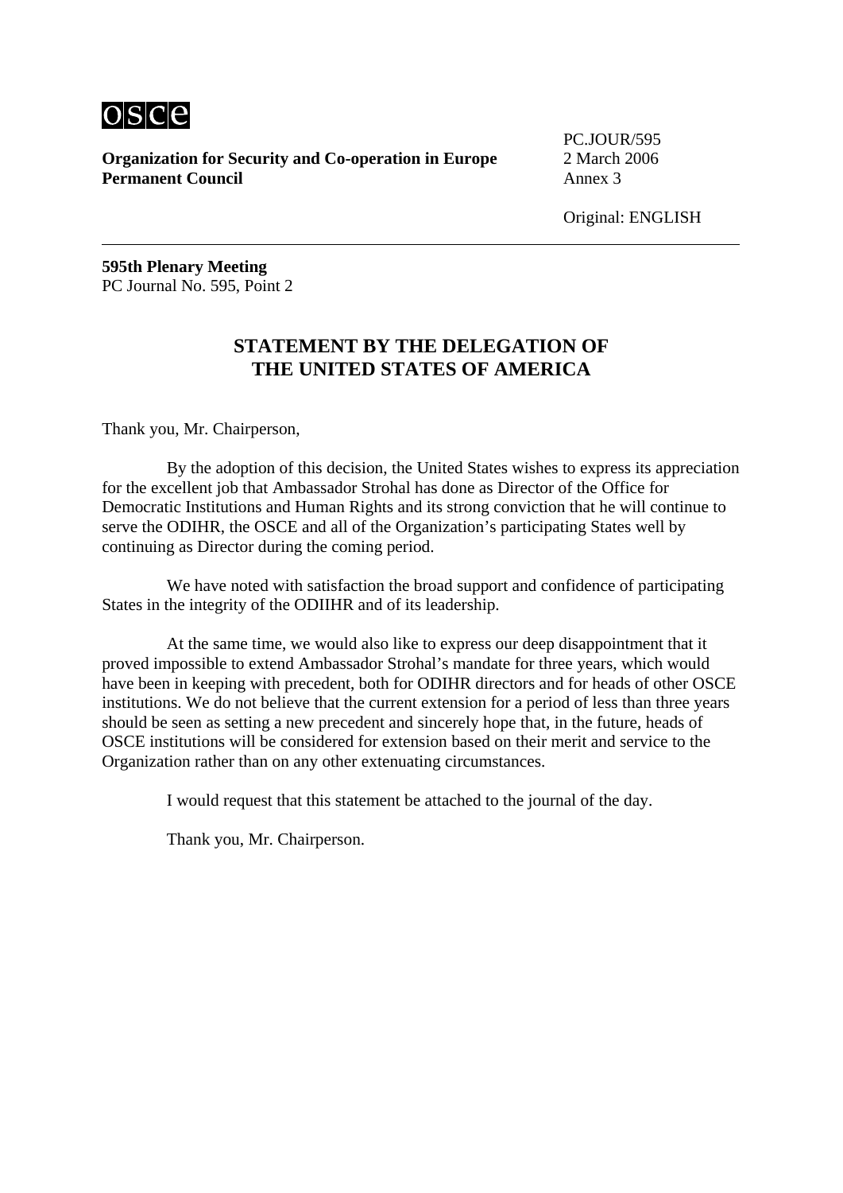**Organization for Security and Co-operation in Europe**
**Permanent Council**

PC.JOUR/595
2 March 2006
Annex 3

Original: ENGLISH

---

**595th Plenary Meeting**
PC Journal No. 595, Point 2

## STATEMENT BY THE DELEGATION OF THE UNITED STATES OF AMERICA

Thank you, Mr. Chairperson,

By the adoption of this decision, the United States wishes to express its appreciation for the excellent job that Ambassador Strohal has done as Director of the Office for Democratic Institutions and Human Rights and its strong conviction that he will continue to serve the ODIHR, the OSCE and all of the Organization's participating States well by continuing as Director during the coming period.

We have noted with satisfaction the broad support and confidence of participating States in the integrity of the ODIIHR and of its leadership.

At the same time, we would also like to express our deep disappointment that it proved impossible to extend Ambassador Strohal's mandate for three years, which would have been in keeping with precedent, both for ODIHR directors and for heads of other OSCE institutions. We do not believe that the current extension for a period of less than three years should be seen as setting a new precedent and sincerely hope that, in the future, heads of OSCE institutions will be considered for extension based on their merit and service to the Organization rather than on any other extenuating circumstances.

I would request that this statement be attached to the journal of the day.

Thank you, Mr. Chairperson.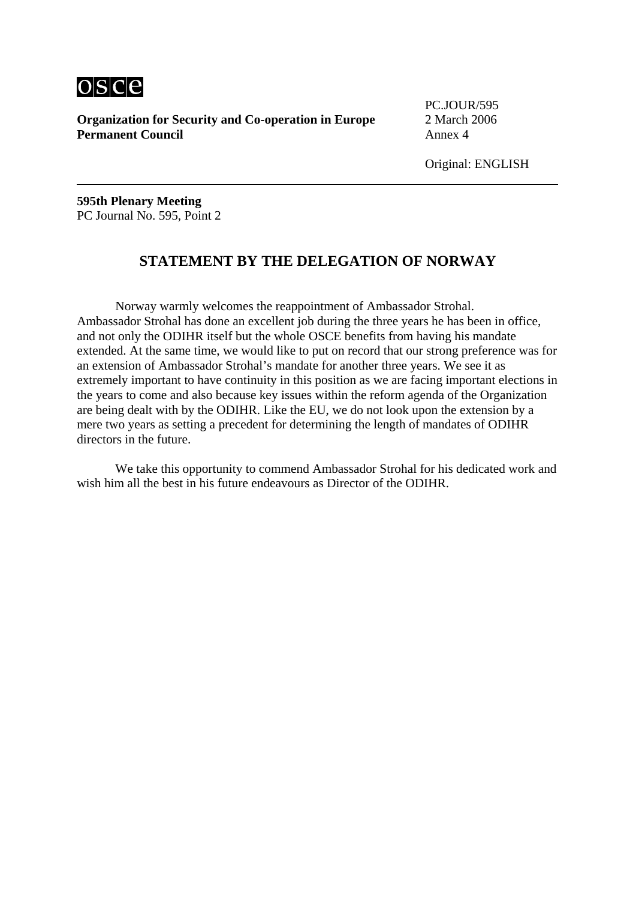osce

**Organization for Security and Co-operation in Europe**
**Permanent Council**

PC.JOUR/595
2 March 2006
Annex 4

Original: ENGLISH

---

**595th Plenary Meeting**
PC Journal No. 595, Point 2

## STATEMENT BY THE DELEGATION OF NORWAY

Norway warmly welcomes the reappointment of Ambassador Strohal. Ambassador Strohal has done an excellent job during the three years he has been in office, and not only the ODIHR itself but the whole OSCE benefits from having his mandate extended. At the same time, we would like to put on record that our strong preference was for an extension of Ambassador Strohal's mandate for another three years. We see it as extremely important to have continuity in this position as we are facing important elections in the years to come and also because key issues within the reform agenda of the Organization are being dealt with by the ODIHR. Like the EU, we do not look upon the extension by a mere two years as setting a precedent for determining the length of mandates of ODIHR directors in the future.

We take this opportunity to commend Ambassador Strohal for his dedicated work and wish him all the best in his future endeavours as Director of the ODIHR.